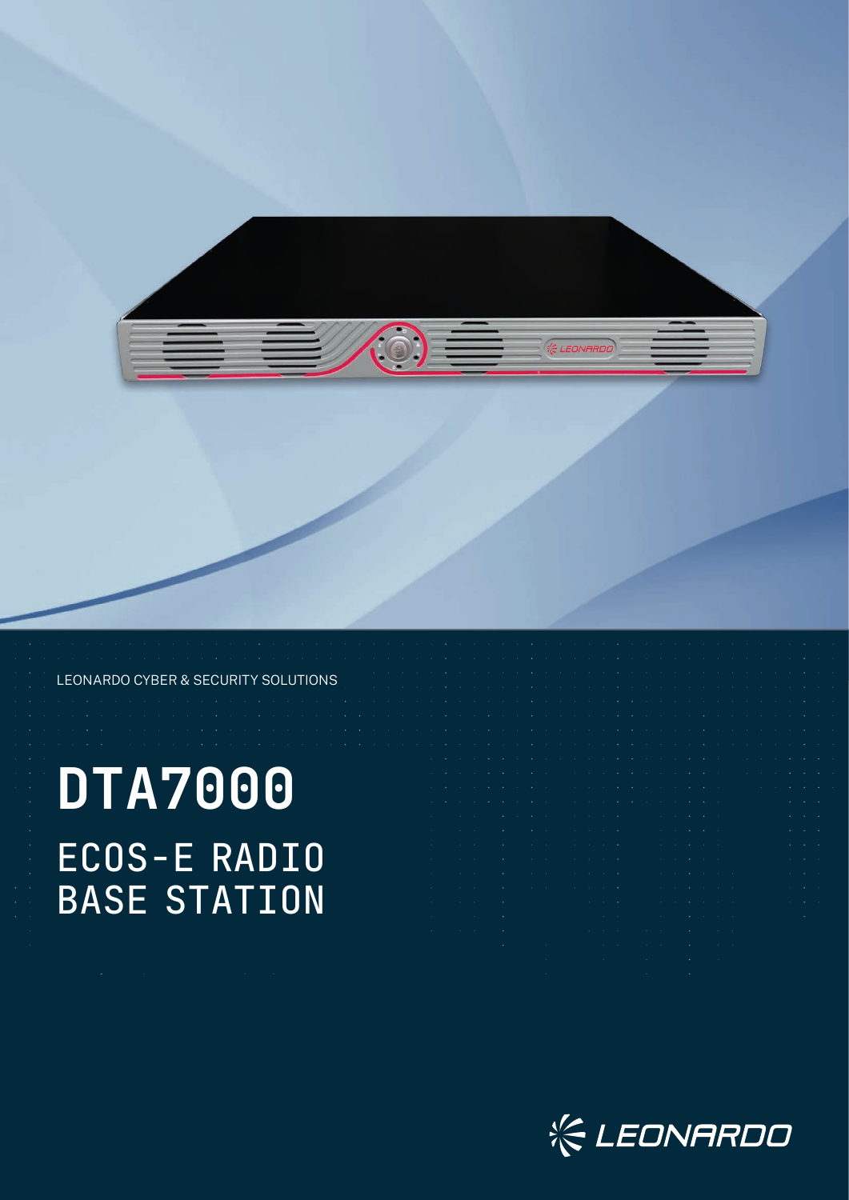LEONARDO CYBER & SECURITY SOLUTIONS

# DTA7000

## ECOS-E RADIO BASE STATION

LEONARDO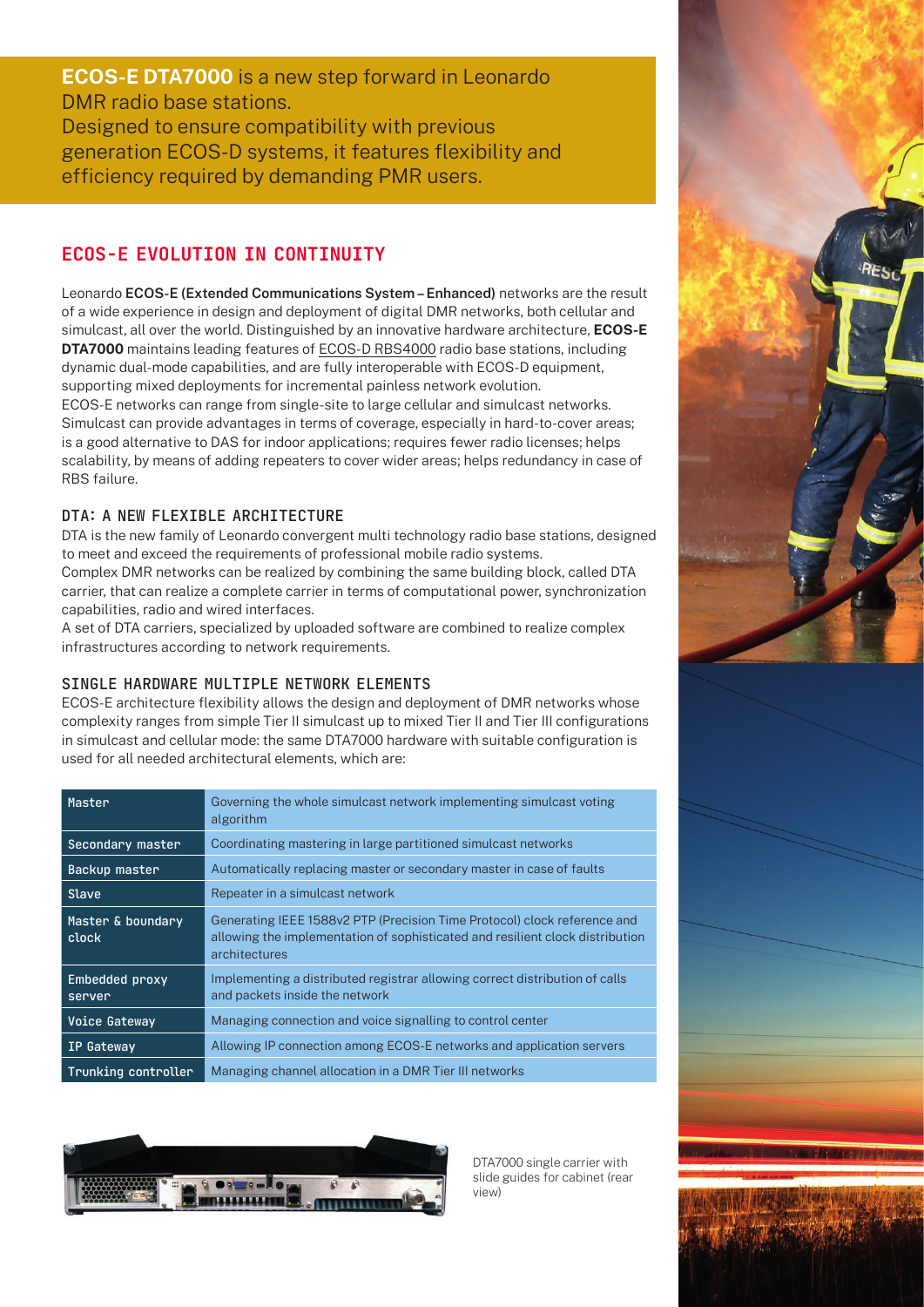**ECOS-E DTA7000** is a new step forward in Leonardo DMR radio base stations.
Designed to ensure compatibility with previous generation ECOS-D systems, it features flexibility and efficiency required by demanding PMR users.

## ECOS-E EVOLUTION IN CONTINUITY

Leonardo **ECOS-E (Extended Communications System – Enhanced)** networks are the result of a wide experience in design and deployment of digital DMR networks, both cellular and simulcast, all over the world. Distinguished by an innovative hardware architecture, **ECOS-E DTA7000** maintains leading features of ECOS-D RBS4000 radio base stations, including dynamic dual-mode capabilities, and are fully interoperable with ECOS-D equipment, supporting mixed deployments for incremental painless network evolution.
ECOS-E networks can range from single-site to large cellular and simulcast networks. Simulcast can provide advantages in terms of coverage, especially in hard-to-cover areas; is a good alternative to DAS for indoor applications; requires fewer radio licenses; helps scalability, by means of adding repeaters to cover wider areas; helps redundancy in case of RBS failure.

### DTA: A NEW FLEXIBLE ARCHITECTURE

DTA is the new family of Leonardo convergent multi technology radio base stations, designed to meet and exceed the requirements of professional mobile radio systems.
Complex DMR networks can be realized by combining the same building block, called DTA carrier, that can realize a complete carrier in terms of computational power, synchronization capabilities, radio and wired interfaces.
A set of DTA carriers, specialized by uploaded software are combined to realize complex infrastructures according to network requirements.

### SINGLE HARDWARE MULTIPLE NETWORK ELEMENTS

ECOS-E architecture flexibility allows the design and deployment of DMR networks whose complexity ranges from simple Tier II simulcast up to mixed Tier II and Tier III configurations in simulcast and cellular mode: the same DTA7000 hardware with suitable configuration is used for all needed architectural elements, which are:

| Element | Description |
|---|---|
| Master | Governing the whole simulcast network implementing simulcast voting algorithm |
| Secondary master | Coordinating mastering in large partitioned simulcast networks |
| Backup master | Automatically replacing master or secondary master in case of faults |
| Slave | Repeater in a simulcast network |
| Master & boundary clock | Generating IEEE 1588v2 PTP (Precision Time Protocol) clock reference and allowing the implementation of sophisticated and resilient clock distribution architectures |
| Embedded proxy server | Implementing a distributed registrar allowing correct distribution of calls and packets inside the network |
| Voice Gateway | Managing connection and voice signalling to control center |
| IP Gateway | Allowing IP connection among ECOS-E networks and application servers |
| Trunking controller | Managing channel allocation in a DMR Tier III networks |

DTA7000 single carrier with slide guides for cabinet (rear view)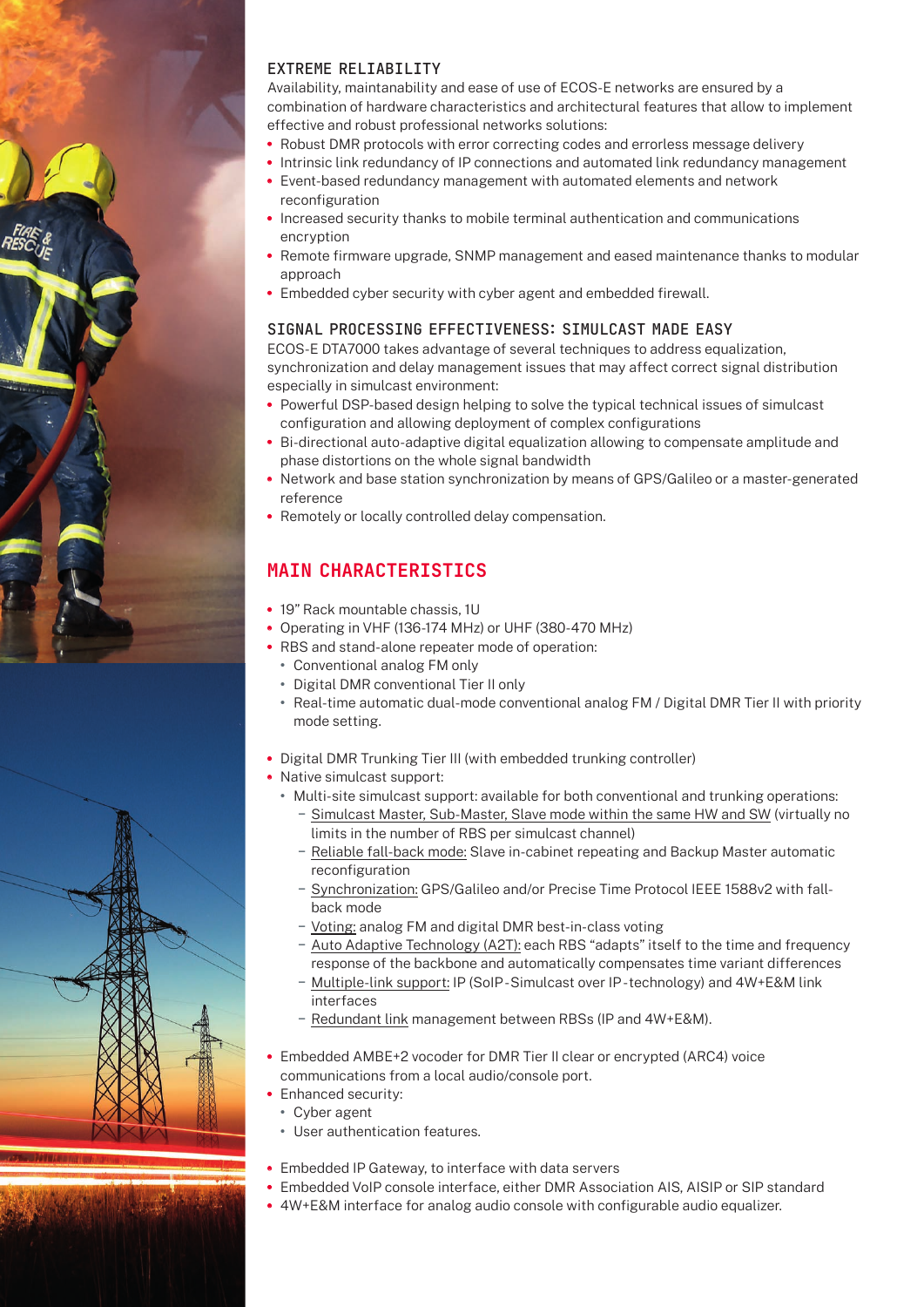### EXTREME RELIABILITY

Availability, maintanability and ease of use of ECOS-E networks are ensured by a combination of hardware characteristics and architectural features that allow to implement effective and robust professional networks solutions:

- Robust DMR protocols with error correcting codes and errorless message delivery
- Intrinsic link redundancy of IP connections and automated link redundancy management
- Event-based redundancy management with automated elements and network reconfiguration
- Increased security thanks to mobile terminal authentication and communications encryption
- Remote firmware upgrade, SNMP management and eased maintenance thanks to modular approach
- Embedded cyber security with cyber agent and embedded firewall.

### SIGNAL PROCESSING EFFECTIVENESS: SIMULCAST MADE EASY

ECOS-E DTA7000 takes advantage of several techniques to address equalization, synchronization and delay management issues that may affect correct signal distribution especially in simulcast environment:

- Powerful DSP-based design helping to solve the typical technical issues of simulcast configuration and allowing deployment of complex configurations
- Bi-directional auto-adaptive digital equalization allowing to compensate amplitude and phase distortions on the whole signal bandwidth
- Network and base station synchronization by means of GPS/Galileo or a master-generated reference
- Remotely or locally controlled delay compensation.

## MAIN CHARACTERISTICS

- 19" Rack mountable chassis, 1U
- Operating in VHF (136-174 MHz) or UHF (380-470 MHz)
- RBS and stand-alone repeater mode of operation:
  - Conventional analog FM only
  - Digital DMR conventional Tier II only
  - Real-time automatic dual-mode conventional analog FM / Digital DMR Tier II with priority mode setting.
- Digital DMR Trunking Tier III (with embedded trunking controller)
- Native simulcast support:
  - Multi-site simulcast support: available for both conventional and trunking operations:
    - Simulcast Master, Sub-Master, Slave mode within the same HW and SW (virtually no limits in the number of RBS per simulcast channel)
    - Reliable fall-back mode: Slave in-cabinet repeating and Backup Master automatic reconfiguration
    - Synchronization: GPS/Galileo and/or Precise Time Protocol IEEE 1588v2 with fall-back mode
    - Voting: analog FM and digital DMR best-in-class voting
    - Auto Adaptive Technology (A2T): each RBS "adapts" itself to the time and frequency response of the backbone and automatically compensates time variant differences
    - Multiple-link support: IP (SoIP-Simulcast over IP-technology) and 4W+E&M link interfaces
    - Redundant link management between RBSs (IP and 4W+E&M).
- Embedded AMBE+2 vocoder for DMR Tier II clear or encrypted (ARC4) voice communications from a local audio/console port.
- Enhanced security:
  - Cyber agent
  - User authentication features.
- Embedded IP Gateway, to interface with data servers
- Embedded VoIP console interface, either DMR Association AIS, AISIP or SIP standard
- 4W+E&M interface for analog audio console with configurable audio equalizer.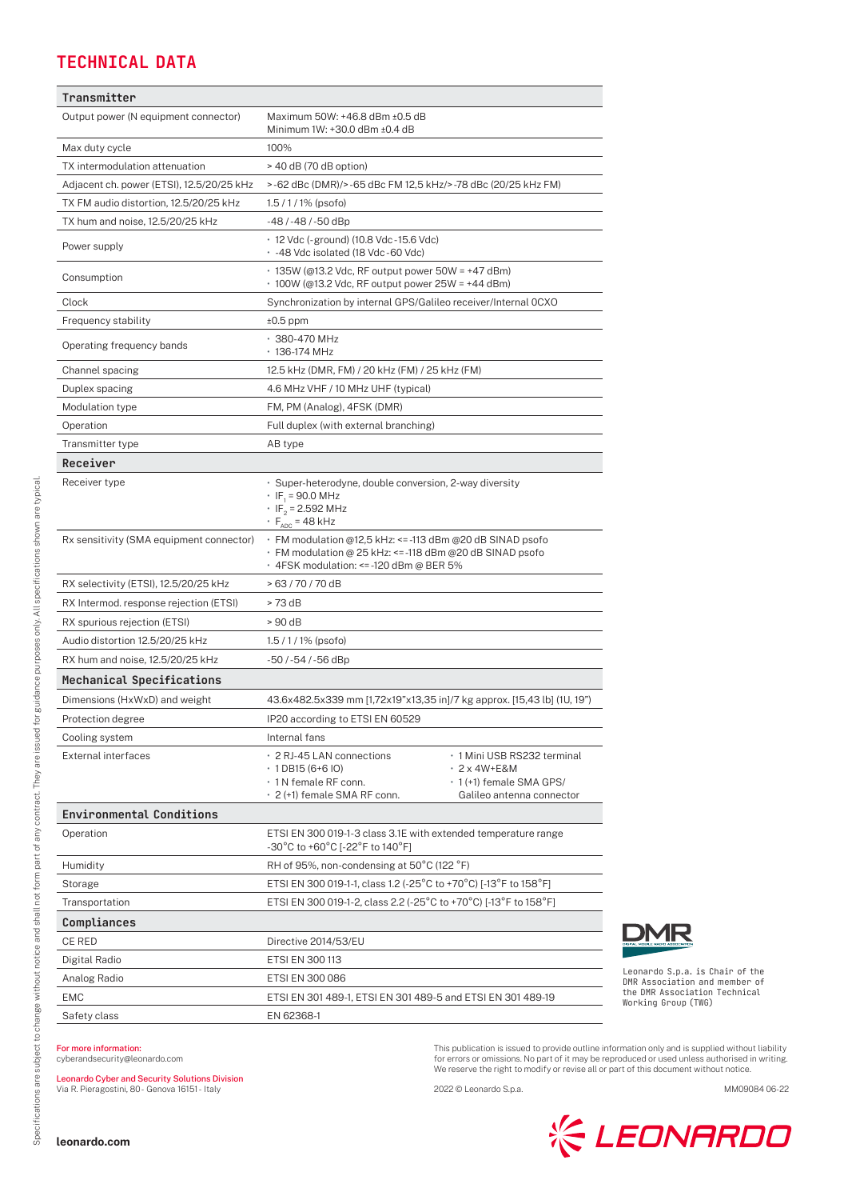# TECHNICAL DATA

| | |
|---|---|
| **Transmitter** | |
| Output power (N equipment connector) | Maximum 50W: +46.8 dBm ±0.5 dB<br>Minimum 1W: +30.0 dBm ±0.4 dB |
| Max duty cycle | 100% |
| TX intermodulation attenuation | > 40 dB (70 dB option) |
| Adjacent ch. power (ETSI), 12.5/20/25 kHz | >-62 dBc (DMR)/>-65 dBc FM 12,5 kHz/>-78 dBc (20/25 kHz FM) |
| TX FM audio distortion, 12.5/20/25 kHz | 1.5 / 1 / 1% (psofo) |
| TX hum and noise, 12.5/20/25 kHz | -48 / -48 / -50 dBp |
| Power supply | • 12 Vdc (-ground) (10.8 Vdc-15.6 Vdc)<br>• -48 Vdc isolated (18 Vdc-60 Vdc) |
| Consumption | • 135W (@13.2 Vdc, RF output power 50W = +47 dBm)<br>• 100W (@13.2 Vdc, RF output power 25W = +44 dBm) |
| Clock | Synchronization by internal GPS/Galileo receiver/Internal OCXO |
| Frequency stability | ±0.5 ppm |
| Operating frequency bands | • 380-470 MHz<br>• 136-174 MHz |
| Channel spacing | 12.5 kHz (DMR, FM) / 20 kHz (FM) / 25 kHz (FM) |
| Duplex spacing | 4.6 MHz VHF / 10 MHz UHF (typical) |
| Modulation type | FM, PM (Analog), 4FSK (DMR) |
| Operation | Full duplex (with external branching) |
| Transmitter type | AB type |
| **Receiver** | |
| Receiver type | • Super-heterodyne, double conversion, 2-way diversity<br>• $IF_1$ = 90.0 MHz<br>• $IF_2$ = 2.592 MHz<br>• $F_{ADC}$ = 48 kHz |
| Rx sensitivity (SMA equipment connector) | • FM modulation @12,5 kHz: <=-113 dBm @20 dB SINAD psofo<br>• FM modulation @ 25 kHz: <=-118 dBm @20 dB SINAD psofo<br>• 4FSK modulation: <=-120 dBm @ BER 5% |
| RX selectivity (ETSI), 12.5/20/25 kHz | > 63 / 70 / 70 dB |
| RX Intermod. response rejection (ETSI) | > 73 dB |
| RX spurious rejection (ETSI) | > 90 dB |
| Audio distortion 12.5/20/25 kHz | 1.5 / 1 / 1% (psofo) |
| RX hum and noise, 12.5/20/25 kHz | -50 / -54 / -56 dBp |
| **Mechanical Specifications** | |
| Dimensions (HxWxD) and weight | 43.6x482.5x339 mm [1,72x19"x13,35 in]/7 kg approx. [15,43 lb] (1U, 19") |
| Protection degree | IP20 according to ETSI EN 60529 |
| Cooling system | Internal fans |
| External interfaces | • 2 RJ-45 LAN connections<br>• 1 DB15 (6+6 IO)<br>• 1 N female RF conn.<br>• 2 (+1) female SMA RF conn.<br>• 1 Mini USB RS232 terminal<br>• 2 x 4W+E&M<br>• 1 (+1) female SMA GPS/Galileo antenna connector |
| **Environmental Conditions** | |
| Operation | ETSI EN 300 019-1-3 class 3.1E with extended temperature range -30°C to +60°C [-22°F to 140°F] |
| Humidity | RH of 95%, non-condensing at 50°C (122 °F) |
| Storage | ETSI EN 300 019-1-1, class 1.2 (-25°C to +70°C) [-13°F to 158°F] |
| Transportation | ETSI EN 300 019-1-2, class 2.2 (-25°C to +70°C) [-13°F to 158°F] |
| **Compliances** | |
| CE RED | Directive 2014/53/EU |
| Digital Radio | ETSI EN 300 113 |
| Analog Radio | ETSI EN 300 086 |
| EMC | ETSI EN 301 489-1, ETSI EN 301 489-5 and ETSI EN 301 489-19 |
| Safety class | EN 62368-1 |

DMR

Leonardo S.p.a. is Chair of the DMR Association and member of the DMR Association Technical Working Group (TWG)

Specifications are subject to change without notice and shall not form part of any contract. They are issued for guidance purposes only. All specifications shown are typical.

For more information:
cyberandsecurity@leonardo.com

Leonardo Cyber and Security Solutions Division
Via R. Pieragostini, 80 - Genova 16151 - Italy

This publication is issued to provide outline information only and is supplied without liability for errors or omissions. No part of it may be reproduced or used unless authorised in writing. We reserve the right to modify or revise all or part of this document without notice.

2022 © Leonardo S.p.a.

MM09084 06-22

leonardo.com

LEONARDO